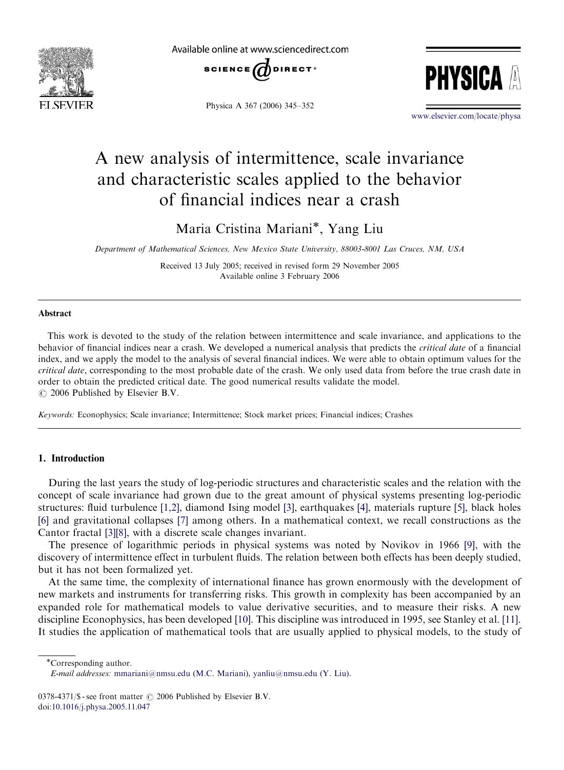# A new analysis of intermittence, scale invariance and characteristic scales applied to the behavior of financial indices near a crash

Maria Cristina Mariani*, Yang Liu

*Department of Mathematical Sciences, New Mexico State University, 88003-8001 Las Cruces, NM, USA*

Received 13 July 2005; received in revised form 29 November 2005
Available online 3 February 2006

## Abstract

This work is devoted to the study of the relation between intermittence and scale invariance, and applications to the behavior of financial indices near a crash. We developed a numerical analysis that predicts the *critical date* of a financial index, and we apply the model to the analysis of several financial indices. We were able to obtain optimum values for the *critical date*, corresponding to the most probable date of the crash. We only used data from before the true crash date in order to obtain the predicted critical date. The good numerical results validate the model.
© 2006 Published by Elsevier B.V.

*Keywords:* Econophysics; Scale invariance; Intermittence; Stock market prices; Financial indices; Crashes

## 1. Introduction

During the last years the study of log-periodic structures and characteristic scales and the relation with the concept of scale invariance had grown due to the great amount of physical systems presenting log-periodic structures: fluid turbulence [1,2], diamond Ising model [3], earthquakes [4], materials rupture [5], black holes [6] and gravitational collapses [7] among others. In a mathematical context, we recall constructions as the Cantor fractal [3][8], with a discrete scale changes invariant.

The presence of logarithmic periods in physical systems was noted by Novikov in 1966 [9], with the discovery of intermittence effect in turbulent fluids. The relation between both effects has been deeply studied, but it has not been formalized yet.

At the same time, the complexity of international finance has grown enormously with the development of new markets and instruments for transferring risks. This growth in complexity has been accompanied by an expanded role for mathematical models to value derivative securities, and to measure their risks. A new discipline Econophysics, has been developed [10]. This discipline was introduced in 1995, see Stanley et al. [11]. It studies the application of mathematical tools that are usually applied to physical models, to the study of

*Corresponding author.
*E-mail addresses:* mmariani@nmsu.edu (M.C. Mariani), yanliu@nmsu.edu (Y. Liu).

0378-4371/$ - see front matter © 2006 Published by Elsevier B.V.
doi:10.1016/j.physa.2005.11.047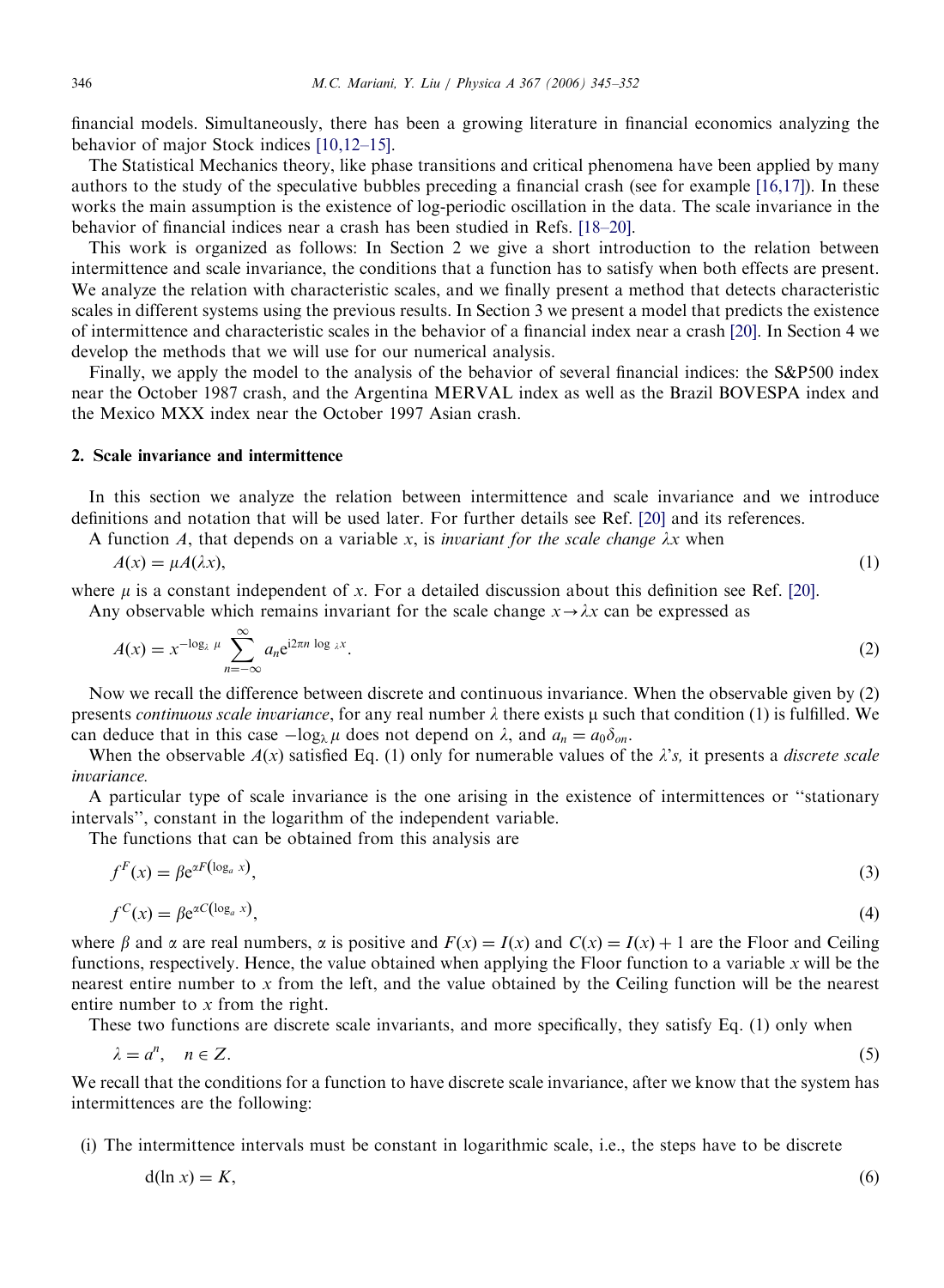financial models. Simultaneously, there has been a growing literature in financial economics analyzing the behavior of major Stock indices [10,12–15].

The Statistical Mechanics theory, like phase transitions and critical phenomena have been applied by many authors to the study of the speculative bubbles preceding a financial crash (see for example [16,17]). In these works the main assumption is the existence of log-periodic oscillation in the data. The scale invariance in the behavior of financial indices near a crash has been studied in Refs. [18–20].

This work is organized as follows: In Section 2 we give a short introduction to the relation between intermittence and scale invariance, the conditions that a function has to satisfy when both effects are present. We analyze the relation with characteristic scales, and we finally present a method that detects characteristic scales in different systems using the previous results. In Section 3 we present a model that predicts the existence of intermittence and characteristic scales in the behavior of a financial index near a crash [20]. In Section 4 we develop the methods that we will use for our numerical analysis.

Finally, we apply the model to the analysis of the behavior of several financial indices: the S&P500 index near the October 1987 crash, and the Argentina MERVAL index as well as the Brazil BOVESPA index and the Mexico MXX index near the October 1997 Asian crash.

## 2. Scale invariance and intermittence

In this section we analyze the relation between intermittence and scale invariance and we introduce definitions and notation that will be used later. For further details see Ref. [20] and its references.

A function $A$, that depends on a variable $x$, is *invariant for the scale change $\lambda x$* when

$$A(x) = \mu A(\lambda x), \tag{1}$$

where $\mu$ is a constant independent of $x$. For a detailed discussion about this definition see Ref. [20].

Any observable which remains invariant for the scale change $x \to \lambda x$ can be expressed as

$$A(x) = x^{-\log_\lambda \mu} \sum_{n=-\infty}^{\infty} a_n e^{i2\pi n \log_\lambda x}. \tag{2}$$

Now we recall the difference between discrete and continuous invariance. When the observable given by (2) presents *continuous scale invariance*, for any real number $\lambda$ there exists $\mu$ such that condition (1) is fulfilled. We can deduce that in this case $-\log_\lambda \mu$ does not depend on $\lambda$, and $a_n = a_0 \delta_{on}$.

When the observable $A(x)$ satisfied Eq. (1) only for numerable values of the $\lambda$'s, it presents a *discrete scale invariance.*

A particular type of scale invariance is the one arising in the existence of intermittences or ''stationary intervals'', constant in the logarithm of the independent variable.

The functions that can be obtained from this analysis are

$$f^F(x) = \beta e^{\alpha F(\log_a x)}, \tag{3}$$

$$f^C(x) = \beta e^{\alpha C(\log_a x)}, \tag{4}$$

where $\beta$ and $\alpha$ are real numbers, $\alpha$ is positive and $F(x) = I(x)$ and $C(x) = I(x) + 1$ are the Floor and Ceiling functions, respectively. Hence, the value obtained when applying the Floor function to a variable $x$ will be the nearest entire number to $x$ from the left, and the value obtained by the Ceiling function will be the nearest entire number to $x$ from the right.

These two functions are discrete scale invariants, and more specifically, they satisfy Eq. (1) only when

$$\lambda = a^n, \quad n \in Z. \tag{5}$$

We recall that the conditions for a function to have discrete scale invariance, after we know that the system has intermittences are the following:

(i) The intermittence intervals must be constant in logarithmic scale, i.e., the steps have to be discrete

$$d(\ln x) = K, \tag{6}$$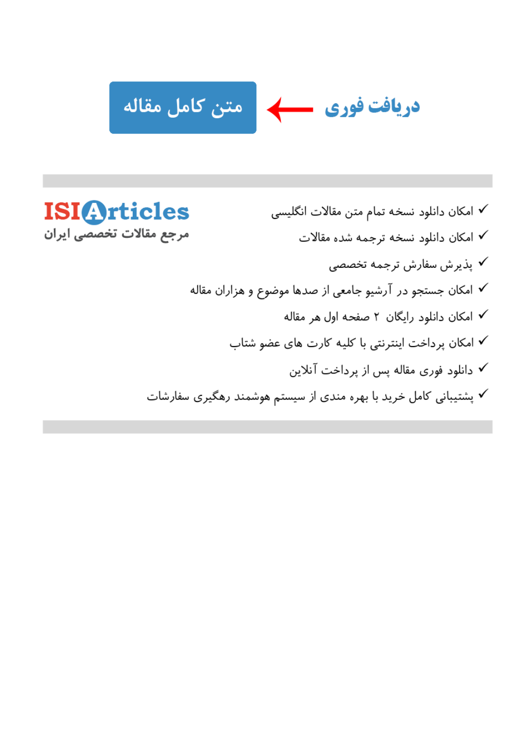دریافت فوری ← **متن کامل مقاله**

**ISIArticles**
مرجع مقالات تخصصی ایران

- ✓ امکان دانلود نسخه تمام متن مقالات انگلیسی
- ✓ امکان دانلود نسخه ترجمه شده مقالات
- ✓ پذیرش سفارش ترجمه تخصصی
- ✓ امکان جستجو در آرشیو جامعی از صدها موضوع و هزاران مقاله
- ✓ امکان دانلود رایگان ۲ صفحه اول هر مقاله
- ✓ امکان پرداخت اینترنتی با کلیه کارت های عضو شتاب
- ✓ دانلود فوری مقاله پس از پرداخت آنلاین
- ✓ پشتیبانی کامل خرید با بهره مندی از سیستم هوشمند رهگیری سفارشات